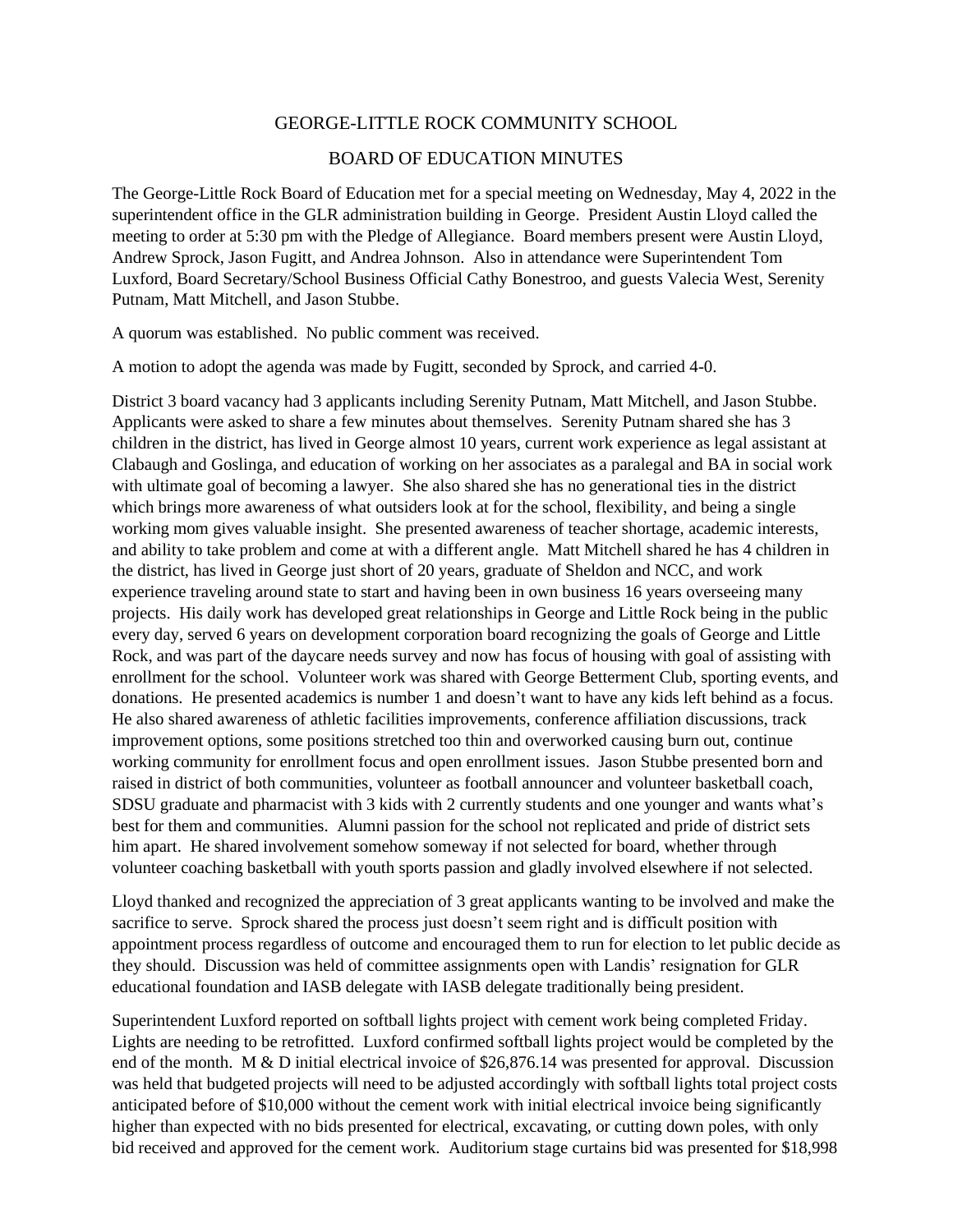# GEORGE-LITTLE ROCK COMMUNITY SCHOOL

## BOARD OF EDUCATION MINUTES

The George-Little Rock Board of Education met for a special meeting on Wednesday, May 4, 2022 in the superintendent office in the GLR administration building in George. President Austin Lloyd called the meeting to order at 5:30 pm with the Pledge of Allegiance. Board members present were Austin Lloyd, Andrew Sprock, Jason Fugitt, and Andrea Johnson. Also in attendance were Superintendent Tom Luxford, Board Secretary/School Business Official Cathy Bonestroo, and guests Valecia West, Serenity Putnam, Matt Mitchell, and Jason Stubbe.

A quorum was established. No public comment was received.

A motion to adopt the agenda was made by Fugitt, seconded by Sprock, and carried 4-0.

District 3 board vacancy had 3 applicants including Serenity Putnam, Matt Mitchell, and Jason Stubbe. Applicants were asked to share a few minutes about themselves. Serenity Putnam shared she has 3 children in the district, has lived in George almost 10 years, current work experience as legal assistant at Clabaugh and Goslinga, and education of working on her associates as a paralegal and BA in social work with ultimate goal of becoming a lawyer. She also shared she has no generational ties in the district which brings more awareness of what outsiders look at for the school, flexibility, and being a single working mom gives valuable insight. She presented awareness of teacher shortage, academic interests, and ability to take problem and come at with a different angle. Matt Mitchell shared he has 4 children in the district, has lived in George just short of 20 years, graduate of Sheldon and NCC, and work experience traveling around state to start and having been in own business 16 years overseeing many projects. His daily work has developed great relationships in George and Little Rock being in the public every day, served 6 years on development corporation board recognizing the goals of George and Little Rock, and was part of the daycare needs survey and now has focus of housing with goal of assisting with enrollment for the school. Volunteer work was shared with George Betterment Club, sporting events, and donations. He presented academics is number 1 and doesn't want to have any kids left behind as a focus. He also shared awareness of athletic facilities improvements, conference affiliation discussions, track improvement options, some positions stretched too thin and overworked causing burn out, continue working community for enrollment focus and open enrollment issues. Jason Stubbe presented born and raised in district of both communities, volunteer as football announcer and volunteer basketball coach, SDSU graduate and pharmacist with 3 kids with 2 currently students and one younger and wants what's best for them and communities. Alumni passion for the school not replicated and pride of district sets him apart. He shared involvement somehow someway if not selected for board, whether through volunteer coaching basketball with youth sports passion and gladly involved elsewhere if not selected.

Lloyd thanked and recognized the appreciation of 3 great applicants wanting to be involved and make the sacrifice to serve. Sprock shared the process just doesn't seem right and is difficult position with appointment process regardless of outcome and encouraged them to run for election to let public decide as they should. Discussion was held of committee assignments open with Landis' resignation for GLR educational foundation and IASB delegate with IASB delegate traditionally being president.

Superintendent Luxford reported on softball lights project with cement work being completed Friday. Lights are needing to be retrofitted. Luxford confirmed softball lights project would be completed by the end of the month. M & D initial electrical invoice of $26,876.14 was presented for approval. Discussion was held that budgeted projects will need to be adjusted accordingly with softball lights total project costs anticipated before of $10,000 without the cement work with initial electrical invoice being significantly higher than expected with no bids presented for electrical, excavating, or cutting down poles, with only bid received and approved for the cement work. Auditorium stage curtains bid was presented for $18,998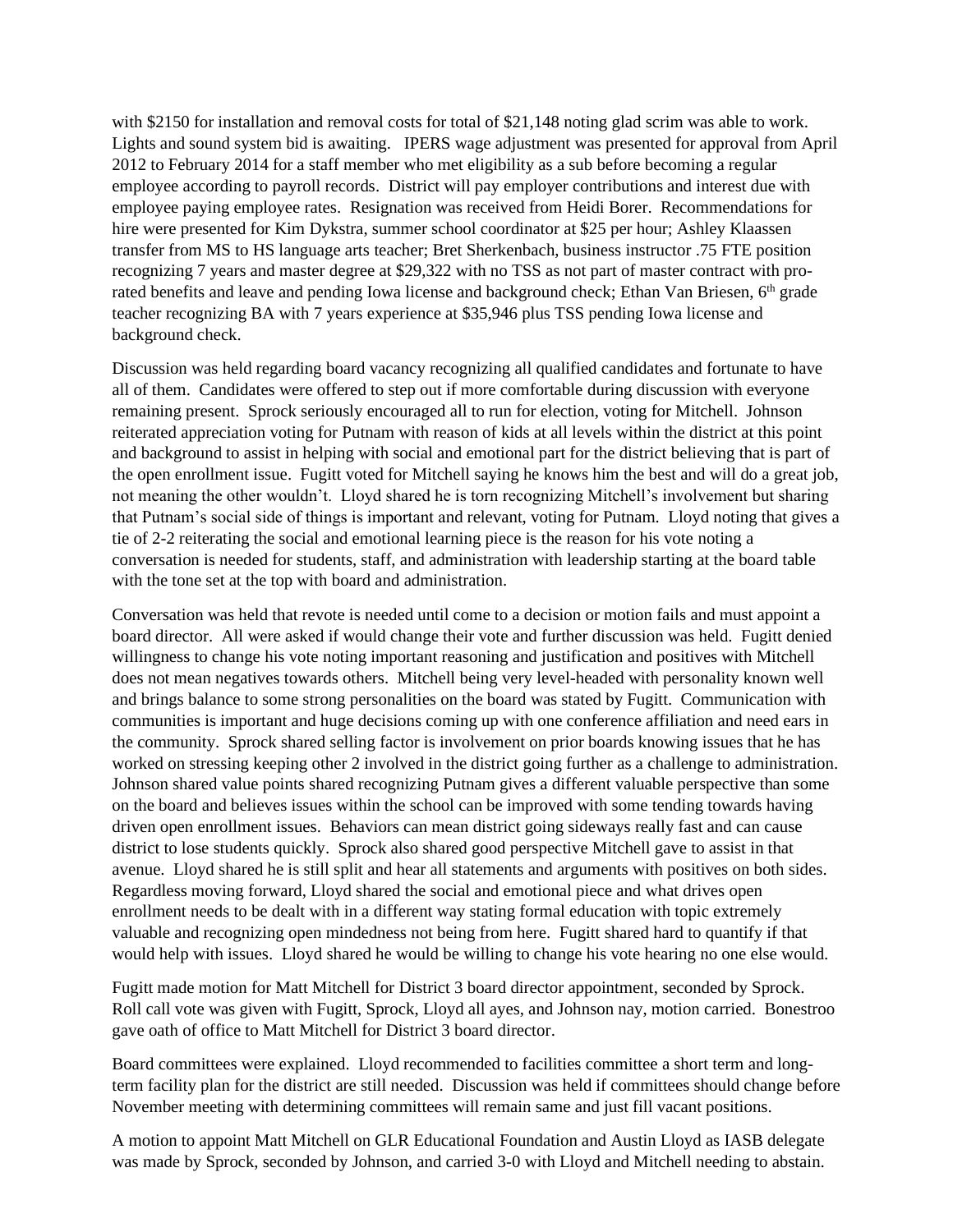with $2150 for installation and removal costs for total of $21,148 noting glad scrim was able to work. Lights and sound system bid is awaiting. IPERS wage adjustment was presented for approval from April 2012 to February 2014 for a staff member who met eligibility as a sub before becoming a regular employee according to payroll records. District will pay employer contributions and interest due with employee paying employee rates. Resignation was received from Heidi Borer. Recommendations for hire were presented for Kim Dykstra, summer school coordinator at $25 per hour; Ashley Klaassen transfer from MS to HS language arts teacher; Bret Sherkenbach, business instructor .75 FTE position recognizing 7 years and master degree at $29,322 with no TSS as not part of master contract with pro-rated benefits and leave and pending Iowa license and background check; Ethan Van Briesen, 6th grade teacher recognizing BA with 7 years experience at $35,946 plus TSS pending Iowa license and background check.

Discussion was held regarding board vacancy recognizing all qualified candidates and fortunate to have all of them. Candidates were offered to step out if more comfortable during discussion with everyone remaining present. Sprock seriously encouraged all to run for election, voting for Mitchell. Johnson reiterated appreciation voting for Putnam with reason of kids at all levels within the district at this point and background to assist in helping with social and emotional part for the district believing that is part of the open enrollment issue. Fugitt voted for Mitchell saying he knows him the best and will do a great job, not meaning the other wouldn't. Lloyd shared he is torn recognizing Mitchell's involvement but sharing that Putnam's social side of things is important and relevant, voting for Putnam. Lloyd noting that gives a tie of 2-2 reiterating the social and emotional learning piece is the reason for his vote noting a conversation is needed for students, staff, and administration with leadership starting at the board table with the tone set at the top with board and administration.

Conversation was held that revote is needed until come to a decision or motion fails and must appoint a board director. All were asked if would change their vote and further discussion was held. Fugitt denied willingness to change his vote noting important reasoning and justification and positives with Mitchell does not mean negatives towards others. Mitchell being very level-headed with personality known well and brings balance to some strong personalities on the board was stated by Fugitt. Communication with communities is important and huge decisions coming up with one conference affiliation and need ears in the community. Sprock shared selling factor is involvement on prior boards knowing issues that he has worked on stressing keeping other 2 involved in the district going further as a challenge to administration. Johnson shared value points shared recognizing Putnam gives a different valuable perspective than some on the board and believes issues within the school can be improved with some tending towards having driven open enrollment issues. Behaviors can mean district going sideways really fast and can cause district to lose students quickly. Sprock also shared good perspective Mitchell gave to assist in that avenue. Lloyd shared he is still split and hear all statements and arguments with positives on both sides. Regardless moving forward, Lloyd shared the social and emotional piece and what drives open enrollment needs to be dealt with in a different way stating formal education with topic extremely valuable and recognizing open mindedness not being from here. Fugitt shared hard to quantify if that would help with issues. Lloyd shared he would be willing to change his vote hearing no one else would.

Fugitt made motion for Matt Mitchell for District 3 board director appointment, seconded by Sprock. Roll call vote was given with Fugitt, Sprock, Lloyd all ayes, and Johnson nay, motion carried. Bonestroo gave oath of office to Matt Mitchell for District 3 board director.

Board committees were explained. Lloyd recommended to facilities committee a short term and long-term facility plan for the district are still needed. Discussion was held if committees should change before November meeting with determining committees will remain same and just fill vacant positions.

A motion to appoint Matt Mitchell on GLR Educational Foundation and Austin Lloyd as IASB delegate was made by Sprock, seconded by Johnson, and carried 3-0 with Lloyd and Mitchell needing to abstain.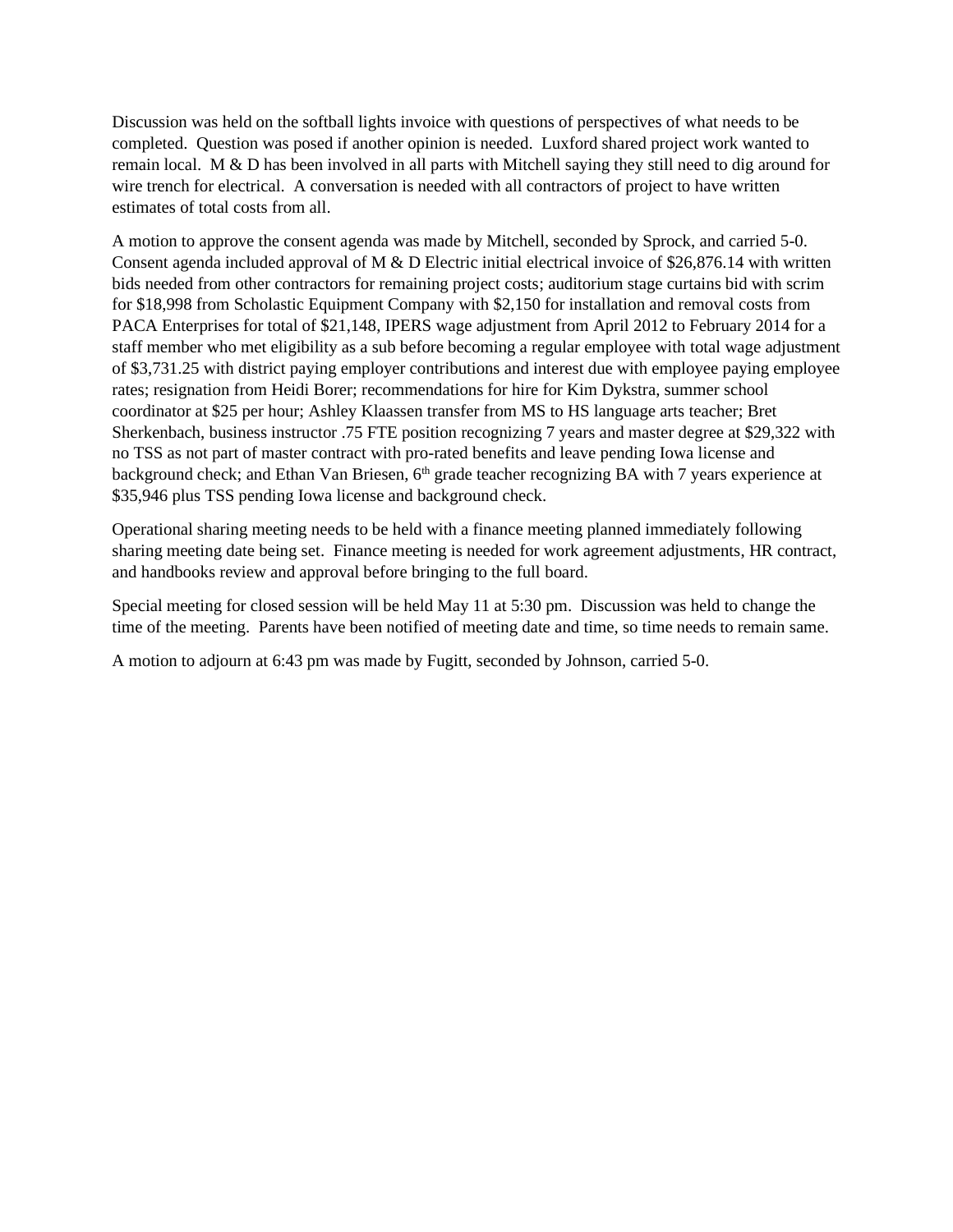Discussion was held on the softball lights invoice with questions of perspectives of what needs to be completed. Question was posed if another opinion is needed. Luxford shared project work wanted to remain local. M & D has been involved in all parts with Mitchell saying they still need to dig around for wire trench for electrical. A conversation is needed with all contractors of project to have written estimates of total costs from all.

A motion to approve the consent agenda was made by Mitchell, seconded by Sprock, and carried 5-0. Consent agenda included approval of M & D Electric initial electrical invoice of $26,876.14 with written bids needed from other contractors for remaining project costs; auditorium stage curtains bid with scrim for $18,998 from Scholastic Equipment Company with $2,150 for installation and removal costs from PACA Enterprises for total of $21,148, IPERS wage adjustment from April 2012 to February 2014 for a staff member who met eligibility as a sub before becoming a regular employee with total wage adjustment of $3,731.25 with district paying employer contributions and interest due with employee paying employee rates; resignation from Heidi Borer; recommendations for hire for Kim Dykstra, summer school coordinator at $25 per hour; Ashley Klaassen transfer from MS to HS language arts teacher; Bret Sherkenbach, business instructor .75 FTE position recognizing 7 years and master degree at $29,322 with no TSS as not part of master contract with pro-rated benefits and leave pending Iowa license and background check; and Ethan Van Briesen, 6th grade teacher recognizing BA with 7 years experience at $35,946 plus TSS pending Iowa license and background check.

Operational sharing meeting needs to be held with a finance meeting planned immediately following sharing meeting date being set. Finance meeting is needed for work agreement adjustments, HR contract, and handbooks review and approval before bringing to the full board.

Special meeting for closed session will be held May 11 at 5:30 pm. Discussion was held to change the time of the meeting. Parents have been notified of meeting date and time, so time needs to remain same.

A motion to adjourn at 6:43 pm was made by Fugitt, seconded by Johnson, carried 5-0.